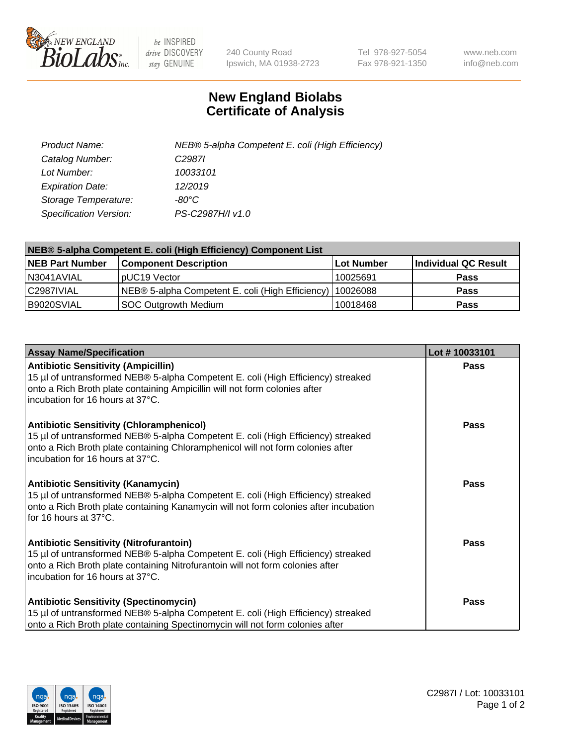# New England Biolabs Certificate of Analysis

| | |
|---|---|
| *Product Name:* | *NEB® 5-alpha Competent E. coli (High Efficiency)* |
| *Catalog Number:* | *C2987I* |
| *Lot Number:* | *10033101* |
| *Expiration Date:* | *12/2019* |
| *Storage Temperature:* | *-80°C* |
| *Specification Version:* | *PS-C2987H/I v1.0* |

| **NEB® 5-alpha Competent E. coli (High Efficiency) Component List** | | | |
|---|---|---|---|
| **NEB Part Number** | **Component Description** | **Lot Number** | **Individual QC Result** |
| N3041AVIAL | pUC19 Vector | 10025691 | **Pass** |
| C2987IVIAL | NEB® 5-alpha Competent E. coli (High Efficiency) | 10026088 | **Pass** |
| B9020SVIAL | SOC Outgrowth Medium | 10018468 | **Pass** |

| **Assay Name/Specification** | **Lot # 10033101** |
|---|---|
| **Antibiotic Sensitivity (Ampicillin)**<br>15 µl of untransformed NEB® 5-alpha Competent E. coli (High Efficiency) streaked onto a Rich Broth plate containing Ampicillin will not form colonies after incubation for 16 hours at 37°C. | **Pass** |
| **Antibiotic Sensitivity (Chloramphenicol)**<br>15 µl of untransformed NEB® 5-alpha Competent E. coli (High Efficiency) streaked onto a Rich Broth plate containing Chloramphenicol will not form colonies after incubation for 16 hours at 37°C. | **Pass** |
| **Antibiotic Sensitivity (Kanamycin)**<br>15 µl of untransformed NEB® 5-alpha Competent E. coli (High Efficiency) streaked onto a Rich Broth plate containing Kanamycin will not form colonies after incubation for 16 hours at 37°C. | **Pass** |
| **Antibiotic Sensitivity (Nitrofurantoin)**<br>15 µl of untransformed NEB® 5-alpha Competent E. coli (High Efficiency) streaked onto a Rich Broth plate containing Nitrofurantoin will not form colonies after incubation for 16 hours at 37°C. | **Pass** |
| **Antibiotic Sensitivity (Spectinomycin)**<br>15 µl of untransformed NEB® 5-alpha Competent E. coli (High Efficiency) streaked onto a Rich Broth plate containing Spectinomycin will not form colonies after | **Pass** |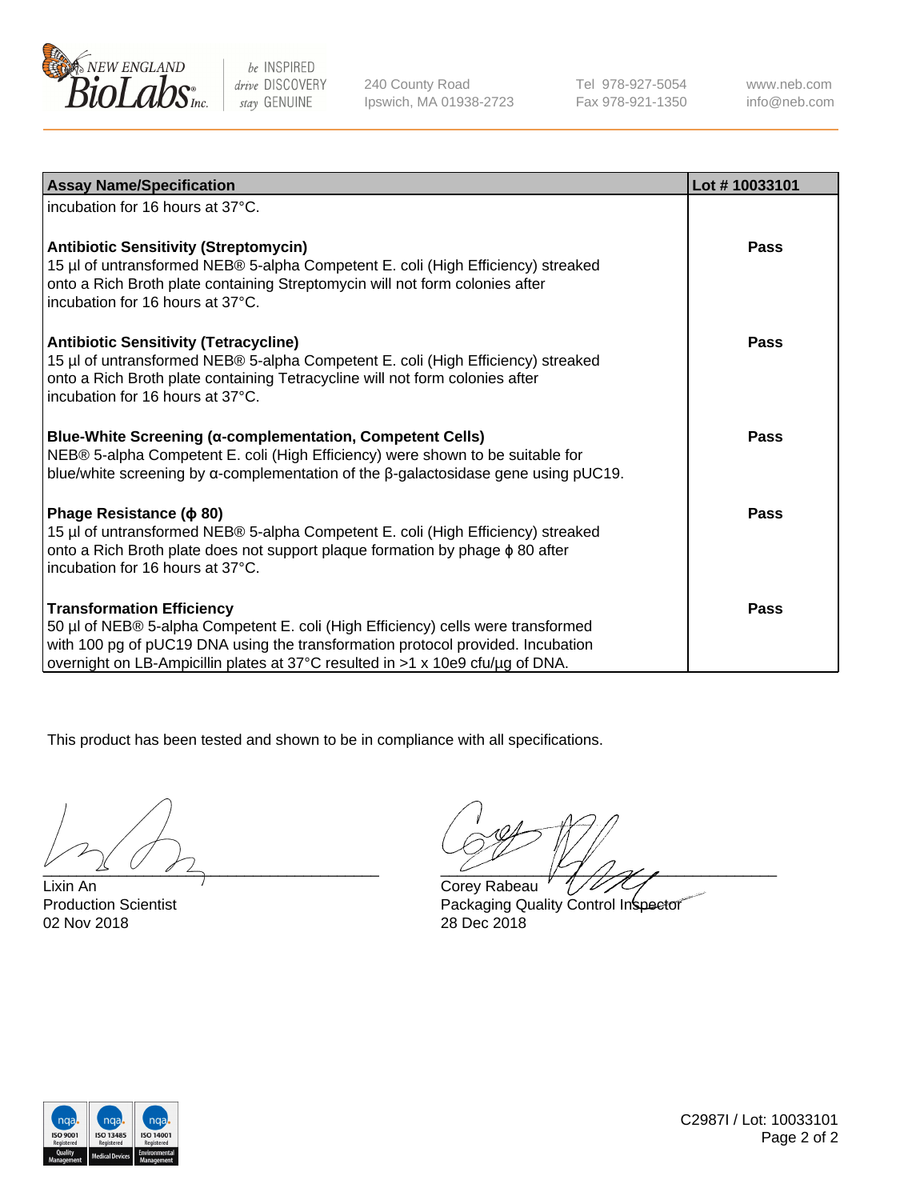| Assay Name/Specification | Lot # 10033101 |
| --- | --- |
| incubation for 16 hours at 37°C. | |
| **Antibiotic Sensitivity (Streptomycin)**<br>15 µl of untransformed NEB® 5-alpha Competent E. coli (High Efficiency) streaked onto a Rich Broth plate containing Streptomycin will not form colonies after incubation for 16 hours at 37°C. | Pass |
| **Antibiotic Sensitivity (Tetracycline)**<br>15 µl of untransformed NEB® 5-alpha Competent E. coli (High Efficiency) streaked onto a Rich Broth plate containing Tetracycline will not form colonies after incubation for 16 hours at 37°C. | Pass |
| **Blue-White Screening (α-complementation, Competent Cells)**<br>NEB® 5-alpha Competent E. coli (High Efficiency) were shown to be suitable for blue/white screening by α-complementation of the β-galactosidase gene using pUC19. | Pass |
| **Phage Resistance (ϕ 80)**<br>15 µl of untransformed NEB® 5-alpha Competent E. coli (High Efficiency) streaked onto a Rich Broth plate does not support plaque formation by phage ϕ 80 after incubation for 16 hours at 37°C. | Pass |
| **Transformation Efficiency**<br>50 µl of NEB® 5-alpha Competent E. coli (High Efficiency) cells were transformed with 100 pg of pUC19 DNA using the transformation protocol provided. Incubation overnight on LB-Ampicillin plates at 37°C resulted in >1 x 10e9 cfu/µg of DNA. | Pass |

This product has been tested and shown to be in compliance with all specifications.

Lixin An
Production Scientist
02 Nov 2018

Corey Rabeau
Packaging Quality Control Inspector
28 Dec 2018

C2987I / Lot: 10033101